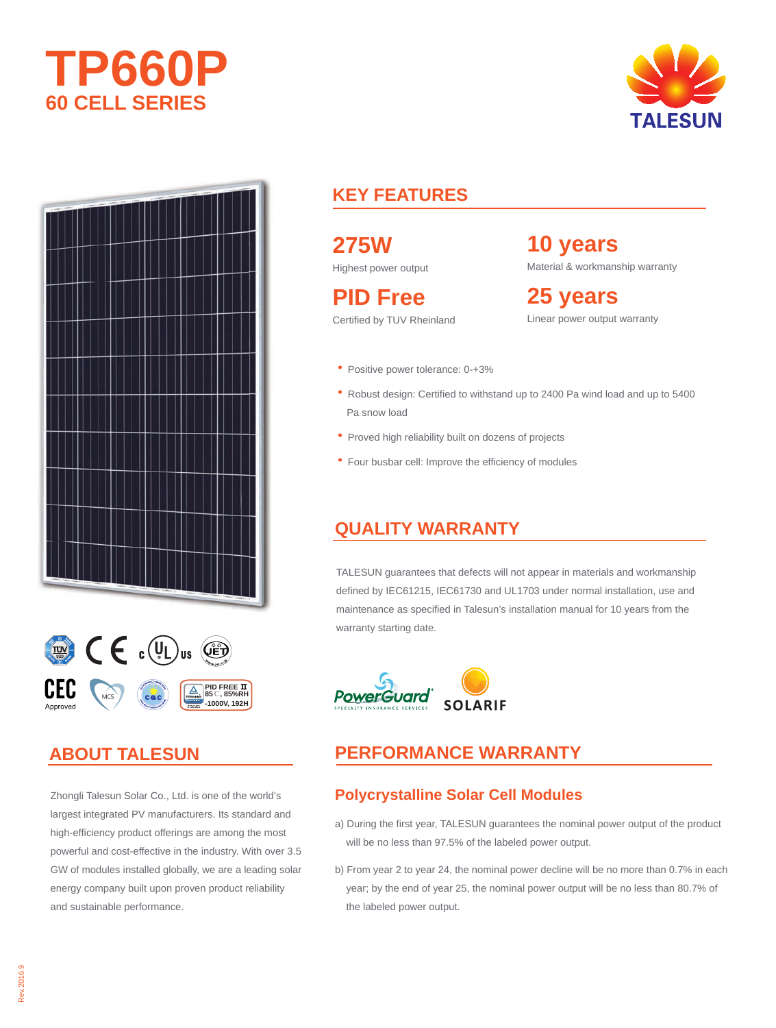# TP660P
## 60 CELL SERIES

TALESUN

## KEY FEATURES

**275W**
Highest power output

**10 years**
Material & workmanship warranty

**PID Free**
Certified by TUV Rheinland

**25 years**
Linear power output warranty

- Positive power tolerance: 0-+3%
- Robust design: Certified to withstand up to 2400 Pa wind load and up to 5400 Pa snow load
- Proved high reliability built on dozens of projects
- Four busbar cell: Improve the efficiency of modules

## QUALITY WARRANTY

TALESUN guarantees that defects will not appear in materials and workmanship defined by IEC61215, IEC61730 and UL1703 under normal installation, use and maintenance as specified in Talesun's installation manual for 10 years from the warranty starting date.

PowerGuard SPECIALTY INSURANCE SERVICES

SOLARIF

CEC Approved

MCS

PID FREE II 85℃, 85%RH -1000V, 192H

## ABOUT TALESUN

Zhongli Talesun Solar Co., Ltd. is one of the world's largest integrated PV manufacturers. Its standard and high-efficiency product offerings are among the most powerful and cost-effective in the industry. With over 3.5 GW of modules installed globally, we are a leading solar energy company built upon proven product reliability and sustainable performance.

## PERFORMANCE WARRANTY

### Polycrystalline Solar Cell Modules

a) During the first year, TALESUN guarantees the nominal power output of the product will be no less than 97.5% of the labeled power output.

b) From year 2 to year 24, the nominal power decline will be no more than 0.7% in each year; by the end of year 25, the nominal power output will be no less than 80.7% of the labeled power output.

Rev.2016.9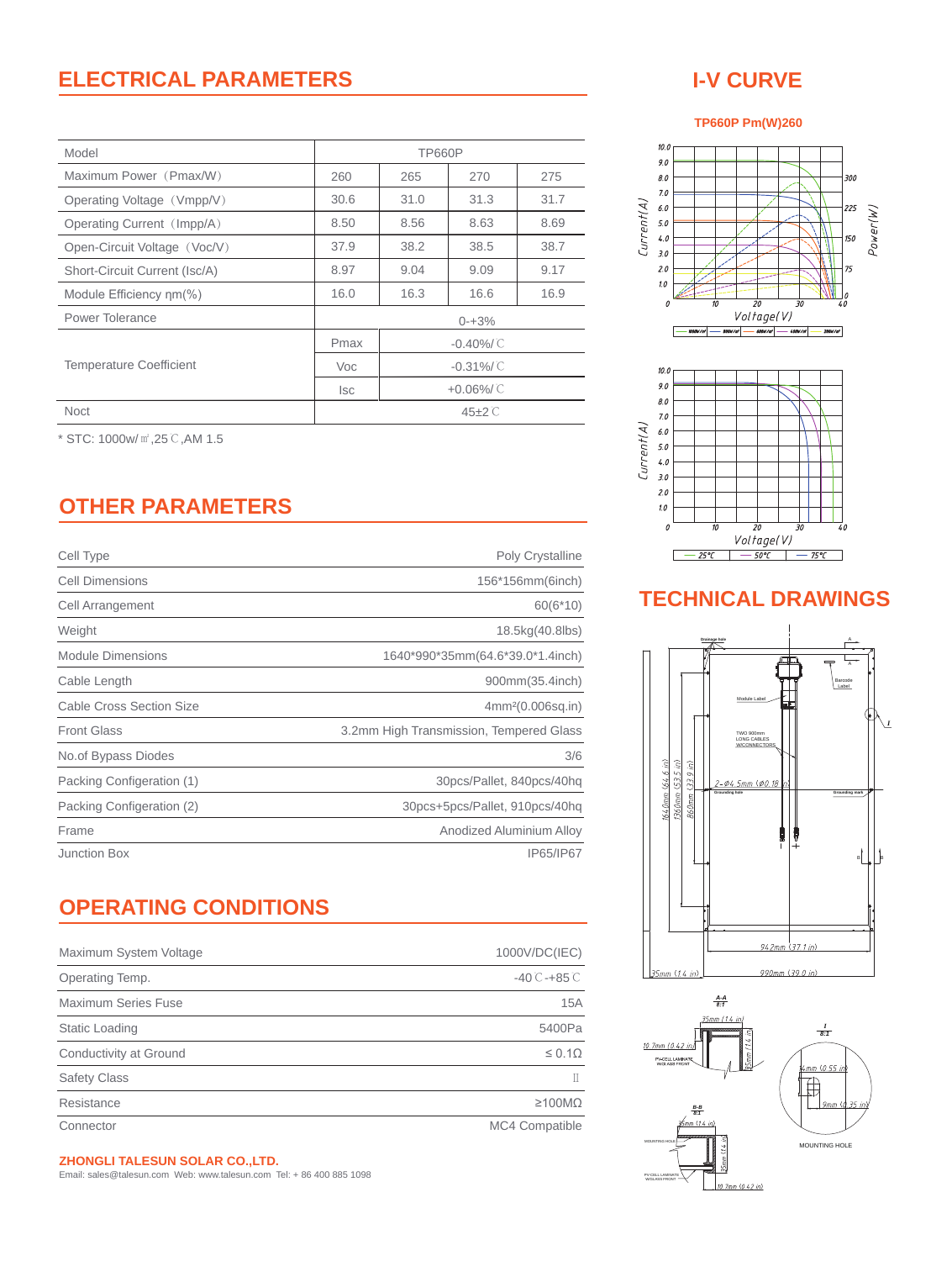## ELECTRICAL PARAMETERS

| Model | TP660P | | | |
|---|---|---|---|---|
| Maximum Power（Pmax/W） | 260 | 265 | 270 | 275 |
| Operating Voltage（Vmpp/V） | 30.6 | 31.0 | 31.3 | 31.7 |
| Operating Current（Impp/A） | 8.50 | 8.56 | 8.63 | 8.69 |
| Open-Circuit Voltage（Voc/V） | 37.9 | 38.2 | 38.5 | 38.7 |
| Short-Circuit Current (Isc/A) | 8.97 | 9.04 | 9.09 | 9.17 |
| Module Efficiency ηm(%) | 16.0 | 16.3 | 16.6 | 16.9 |
| Power Tolerance | 0-+3% | | | |
| Temperature Coefficient | Pmax | -0.40%/℃ | | |
| | Voc | -0.31%/℃ | | |
| | Isc | +0.06%/℃ | | |
| Noct | 45±2℃ | | | |

* STC: 1000w/㎡,25℃,AM 1.5

## OTHER PARAMETERS

| | |
|---|---|
| Cell Type | Poly Crystalline |
| Cell Dimensions | 156*156mm(6inch) |
| Cell Arrangement | 60(6*10) |
| Weight | 18.5kg(40.8lbs) |
| Module Dimensions | 1640*990*35mm(64.6*39.0*1.4inch) |
| Cable Length | 900mm(35.4inch) |
| Cable Cross Section Size | 4mm²(0.006sq.in) |
| Front Glass | 3.2mm High Transmission, Tempered Glass |
| No.of Bypass Diodes | 3/6 |
| Packing Configeration (1) | 30pcs/Pallet, 840pcs/40hq |
| Packing Configeration (2) | 30pcs+5pcs/Pallet, 910pcs/40hq |
| Frame | Anodized Aluminium Alloy |
| Junction Box | IP65/IP67 |

## OPERATING CONDITIONS

| | |
|---|---|
| Maximum System Voltage | 1000V/DC(IEC) |
| Operating Temp. | -40℃-+85℃ |
| Maximum Series Fuse | 15A |
| Static Loading | 5400Pa |
| Conductivity at Ground | ≤ 0.1Ω |
| Safety Class | Ⅱ |
| Resistance | ≥100MΩ |
| Connector | MC4 Compatible |

## I-V CURVE

TP660P Pm(W)260

Current(A)
Power(W)
Voltage(V)
1000W/㎡ 800W/㎡ 600W/㎡ 400W/㎡ 200W/㎡

Current(A)
Voltage(V)
25℃ 50℃ 75℃

## TECHNICAL DRAWINGS

Drainage hole
Barcode Label
Module Label
TWO 900mm LONG CABLES W/CONNECTORS
2-Ø4.5mm (Ø0.18 in)
Grounding hole
Grounding mark
1640mm (64.6 in)
1360mm (53.5 in)
860mm (33.9 in)
942mm (37.1 in)
990mm (39.0 in)
35mm (1.4 in)

A-A 8:1
35mm (1.4 in)
10.7mm (0.42 in)
PV-CELL LAMINATE W/GLASS FRONT
35mm (1.4 in)

B-B 8:1
35mm (1.4 in)
MOUNTING HOLE
PV-CELL LAMINATE W/GLASS FRONT
35mm (1.4 in)
10.7mm (0.42 in)

I 8:1
14mm (0.55 in)
9mm (0.35 in)
MOUNTING HOLE

**ZHONGLI TALESUN SOLAR CO.,LTD.**
Email: sales@talesun.com Web: www.talesun.com Tel: + 86 400 885 1098